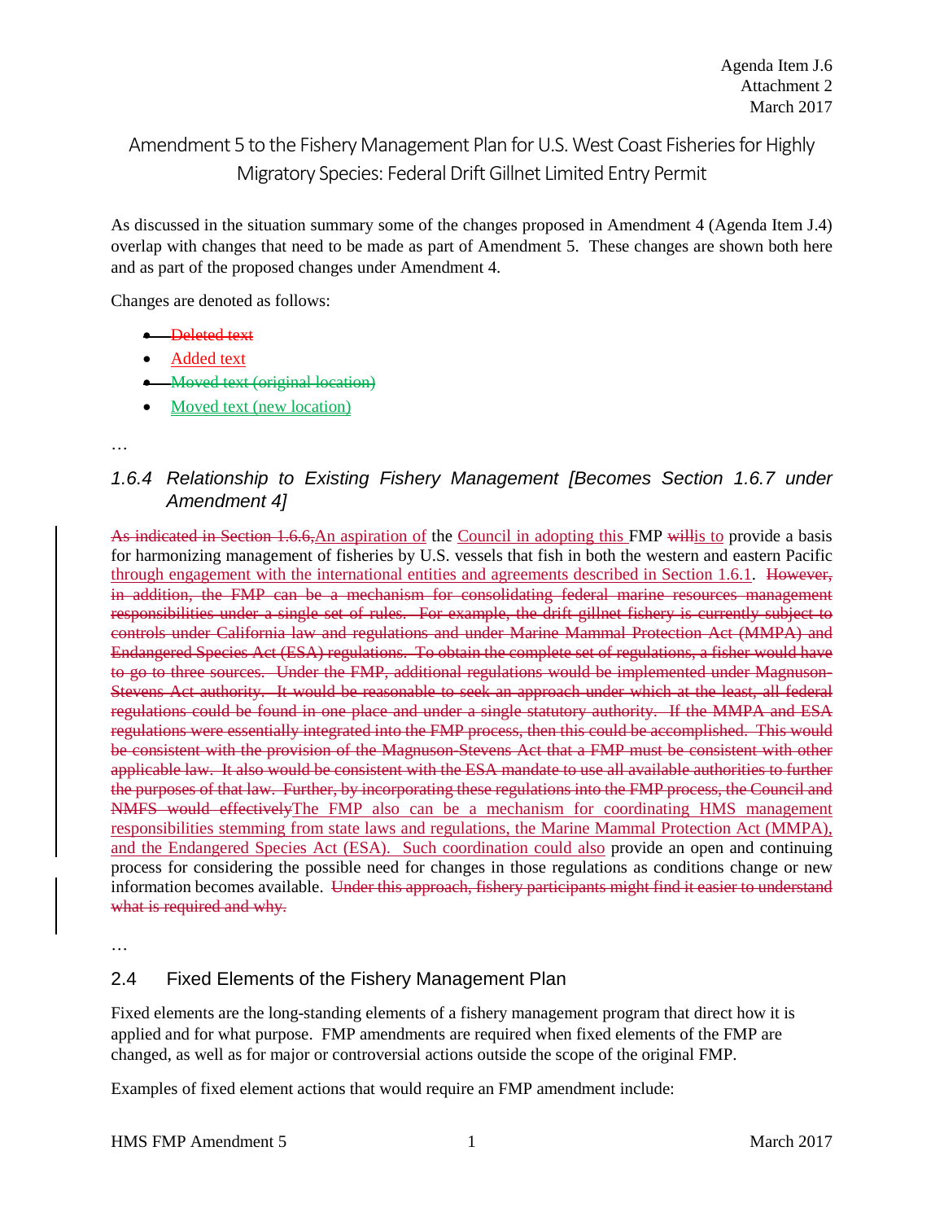Agenda Item J.6
Attachment 2
March 2017

# Amendment 5 to the Fishery Management Plan for U.S. West Coast Fisheries for Highly Migratory Species: Federal Drift Gillnet Limited Entry Permit

As discussed in the situation summary some of the changes proposed in Amendment 4 (Agenda Item J.4) overlap with changes that need to be made as part of Amendment 5. These changes are shown both here and as part of the proposed changes under Amendment 4.

Changes are denoted as follows:

- ~~Deleted text~~
- <u>Added text</u>
- ~~Moved text (original location)~~
- <u>Moved text (new location)</u>

…

### *1.6.4 Relationship to Existing Fishery Management [Becomes Section 1.6.7 under Amendment 4]*

~~As indicated in Section 1.6.6,~~<u>An aspiration of</u> the <u>Council in adopting this</u> FMP ~~will~~<u>is to</u> provide a basis for harmonizing management of fisheries by U.S. vessels that fish in both the western and eastern Pacific <u>through engagement with the international entities and agreements described in Section 1.6.1</u>. ~~However, in addition, the FMP can be a mechanism for consolidating federal marine resources management responsibilities under a single set of rules. For example, the drift gillnet fishery is currently subject to controls under California law and regulations and under Marine Mammal Protection Act (MMPA) and Endangered Species Act (ESA) regulations. To obtain the complete set of regulations, a fisher would have to go to three sources. Under the FMP, additional regulations would be implemented under Magnuson-Stevens Act authority. It would be reasonable to seek an approach under which at the least, all federal regulations could be found in one place and under a single statutory authority. If the MMPA and ESA regulations were essentially integrated into the FMP process, then this could be accomplished. This would be consistent with the provision of the Magnuson-Stevens Act that a FMP must be consistent with other applicable law. It also would be consistent with the ESA mandate to use all available authorities to further the purposes of that law. Further, by incorporating these regulations into the FMP process, the Council and NMFS would effectively~~<u>The FMP also can be a mechanism for coordinating HMS management responsibilities stemming from state laws and regulations, the Marine Mammal Protection Act (MMPA), and the Endangered Species Act (ESA). Such coordination could also</u> provide an open and continuing process for considering the possible need for changes in those regulations as conditions change or new information becomes available. ~~Under this approach, fishery participants might find it easier to understand what is required and why.~~

…

## 2.4 Fixed Elements of the Fishery Management Plan

Fixed elements are the long-standing elements of a fishery management program that direct how it is applied and for what purpose. FMP amendments are required when fixed elements of the FMP are changed, as well as for major or controversial actions outside the scope of the original FMP.

Examples of fixed element actions that would require an FMP amendment include: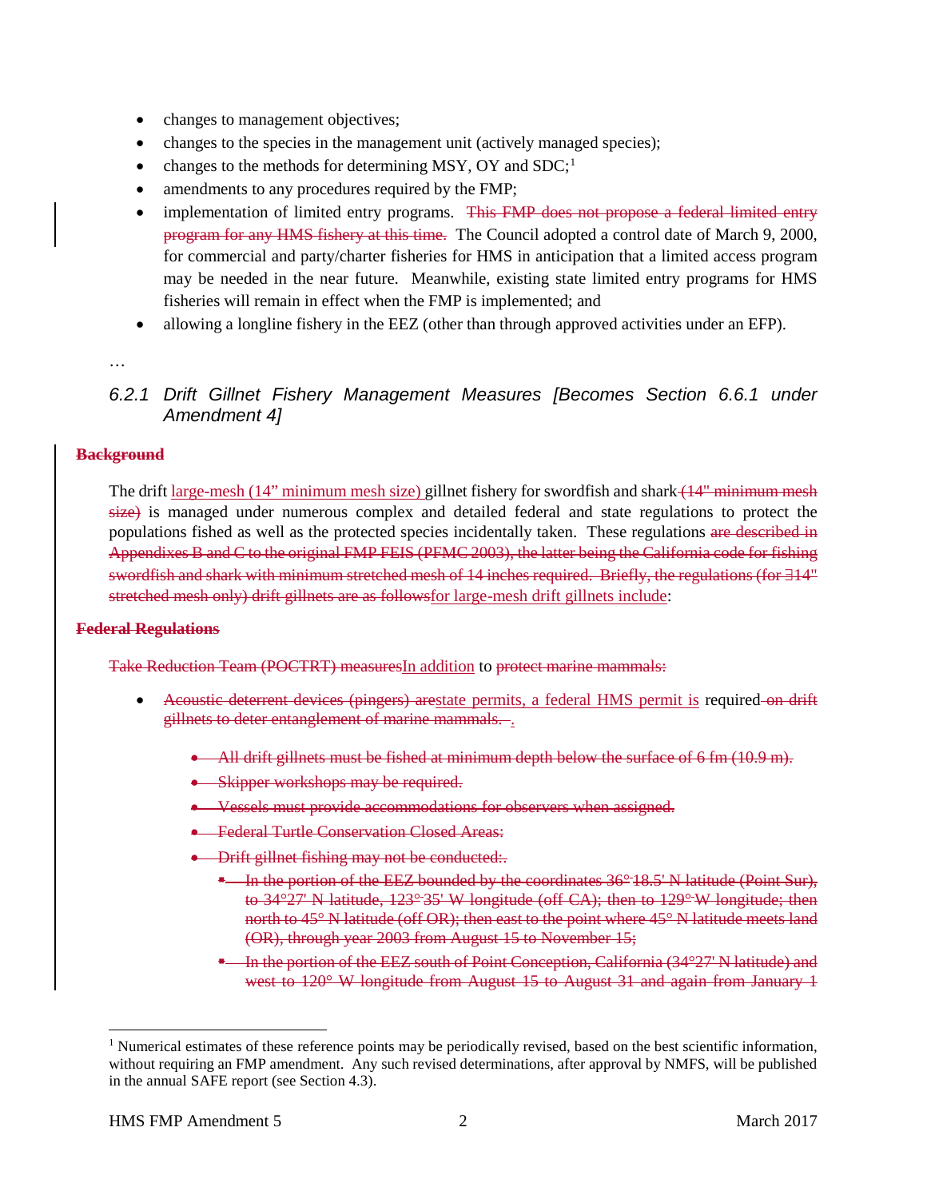- changes to management objectives;
- changes to the species in the management unit (actively managed species);
- changes to the methods for determining MSY, OY and SDC;[1]
- amendments to any procedures required by the FMP;
- implementation of limited entry programs. ~~This FMP does not propose a federal limited entry program for any HMS fishery at this time.~~ The Council adopted a control date of March 9, 2000, for commercial and party/charter fisheries for HMS in anticipation that a limited access program may be needed in the near future. Meanwhile, existing state limited entry programs for HMS fisheries will remain in effect when the FMP is implemented; and
- allowing a longline fishery in the EEZ (other than through approved activities under an EFP).

…

### *6.2.1 Drift Gillnet Fishery Management Measures [Becomes Section 6.6.1 under Amendment 4]*

~~**Background**~~

The drift large-mesh (14" minimum mesh size) gillnet fishery for swordfish and shark ~~(14" minimum mesh size)~~ is managed under numerous complex and detailed federal and state regulations to protect the populations fished as well as the protected species incidentally taken. These regulations ~~are described in Appendixes B and C to the original FMP FEIS (PFMC 2003), the latter being the California code for fishing swordfish and shark with minimum stretched mesh of 14 inches required. Briefly, the regulations (for ∃14" stretched mesh only) drift gillnets are as follows~~for large-mesh drift gillnets include:

~~**Federal Regulations**~~

~~Take Reduction Team (POCTRT) measures~~In addition to ~~protect marine mammals:~~

- ~~Acoustic deterrent devices (pingers) are~~state permits, a federal HMS permit is required ~~on drift gillnets to deter entanglement of marine mammals.~~ .
  - ~~All drift gillnets must be fished at minimum depth below the surface of 6 fm (10.9 m).~~
  - ~~Skipper workshops may be required.~~
  - ~~Vessels must provide accommodations for observers when assigned.~~
  - ~~Federal Turtle Conservation Closed Areas:~~
  - ~~Drift gillnet fishing may not be conducted:.~~
    - ~~In the portion of the EEZ bounded by the coordinates 36° 18.5' N latitude (Point Sur), to 34°27' N latitude, 123° 35' W longitude (off CA); then to 129° W longitude; then north to 45° N latitude (off OR); then east to the point where 45° N latitude meets land (OR), through year 2003 from August 15 to November 15;~~
    - ~~In the portion of the EEZ south of Point Conception, California (34°27' N latitude) and west to 120° W longitude from August 15 to August 31 and again from January 1~~

[1] Numerical estimates of these reference points may be periodically revised, based on the best scientific information, without requiring an FMP amendment. Any such revised determinations, after approval by NMFS, will be published in the annual SAFE report (see Section 4.3).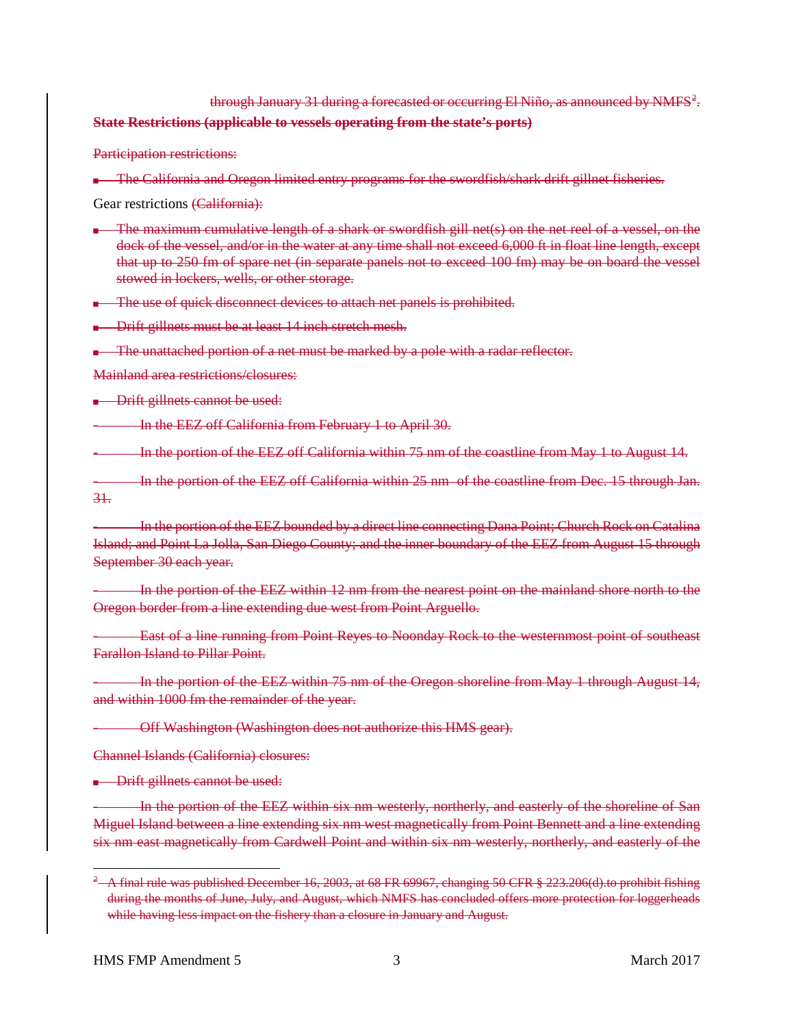through January 31 during a forecasted or occurring El Niño, as announced by NMFS[2].

**State Restrictions (applicable to vessels operating from the state's ports)**

Participation restrictions:

- The California and Oregon limited entry programs for the swordfish/shark drift gillnet fisheries.

Gear restrictions (California):

- The maximum cumulative length of a shark or swordfish gill net(s) on the net reel of a vessel, on the dock of the vessel, and/or in the water at any time shall not exceed 6,000 ft in float line length, except that up to 250 fm of spare net (in separate panels not to exceed 100 fm) may be on board the vessel stowed in lockers, wells, or other storage.
- The use of quick disconnect devices to attach net panels is prohibited.
- Drift gillnets must be at least 14 inch stretch mesh.
- The unattached portion of a net must be marked by a pole with a radar reflector.

Mainland area restrictions/closures:

- Drift gillnets cannot be used:
  - In the EEZ off California from February 1 to April 30.
  - In the portion of the EEZ off California within 75 nm of the coastline from May 1 to August 14.
  - In the portion of the EEZ off California within 25 nm of the coastline from Dec. 15 through Jan. 31.
  - In the portion of the EEZ bounded by a direct line connecting Dana Point; Church Rock on Catalina Island; and Point La Jolla, San Diego County; and the inner boundary of the EEZ from August 15 through September 30 each year.
  - In the portion of the EEZ within 12 nm from the nearest point on the mainland shore north to the Oregon border from a line extending due west from Point Arguello.
  - East of a line running from Point Reyes to Noonday Rock to the westernmost point of southeast Farallon Island to Pillar Point.
  - In the portion of the EEZ within 75 nm of the Oregon shoreline from May 1 through August 14, and within 1000 fm the remainder of the year.
  - Off Washington (Washington does not authorize this HMS gear).

Channel Islands (California) closures:

- Drift gillnets cannot be used:
  - In the portion of the EEZ within six nm westerly, northerly, and easterly of the shoreline of San Miguel Island between a line extending six nm west magnetically from Point Bennett and a line extending six nm east magnetically from Cardwell Point and within six nm westerly, northerly, and easterly of the

[2] A final rule was published December 16, 2003, at 68 FR 69967, changing 50 CFR § 223.206(d).to prohibit fishing during the months of June, July, and August, which NMFS has concluded offers more protection for loggerheads while having less impact on the fishery than a closure in January and August.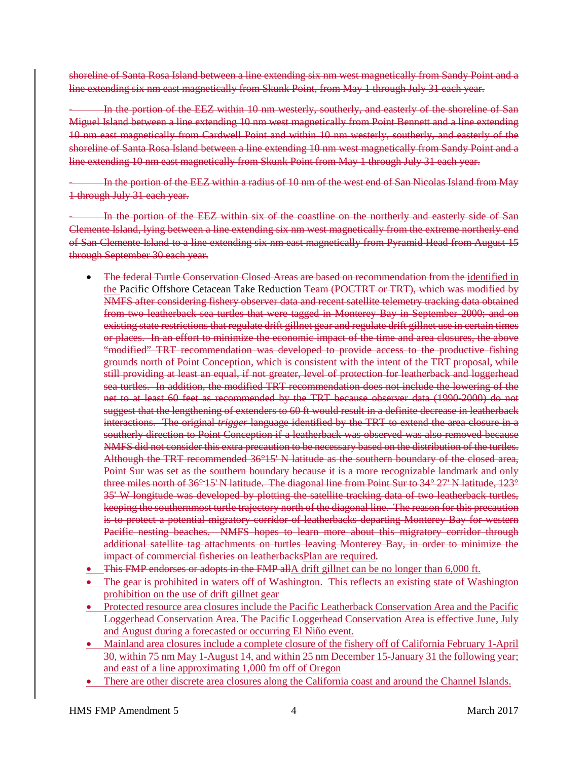~~shoreline of Santa Rosa Island between a line extending six nm west magnetically from Sandy Point and a line extending six nm east magnetically from Skunk Point, from May 1 through July 31 each year.~~

~~- In the portion of the EEZ within 10 nm westerly, southerly, and easterly of the shoreline of San Miguel Island between a line extending 10 nm west magnetically from Point Bennett and a line extending 10 nm east magnetically from Cardwell Point and within 10 nm westerly, southerly, and easterly of the shoreline of Santa Rosa Island between a line extending 10 nm west magnetically from Sandy Point and a line extending 10 nm east magnetically from Skunk Point from May 1 through July 31 each year.~~

~~- In the portion of the EEZ within a radius of 10 nm of the west end of San Nicolas Island from May 1 through July 31 each year.~~

~~- In the portion of the EEZ within six of the coastline on the northerly and easterly side of San Clemente Island, lying between a line extending six nm west magnetically from the extreme northerly end of San Clemente Island to a line extending six nm east magnetically from Pyramid Head from August 15 through September 30 each year.~~

- ~~The federal Turtle Conservation Closed Areas are based on recommendation from the~~ identified in the Pacific Offshore Cetacean Take Reduction ~~Team (POCTRT or TRT), which was modified by NMFS after considering fishery observer data and recent satellite telemetry tracking data obtained from two leatherback sea turtles that were tagged in Monterey Bay in September 2000; and on existing state restrictions that regulate drift gillnet gear and regulate drift gillnet use in certain times or places. In an effort to minimize the economic impact of the time and area closures, the above "modified" TRT recommendation was developed to provide access to the productive fishing grounds north of Point Conception, which is consistent with the intent of the TRT proposal, while still providing at least an equal, if not greater, level of protection for leatherback and loggerhead sea turtles. In addition, the modified TRT recommendation does not include the lowering of the net to at least 60 feet as recommended by the TRT because observer data (1990-2000) do not suggest that the lengthening of extenders to 60 ft would result in a definite decrease in leatherback interactions. The original *trigger* language identified by the TRT to extend the area closure in a southerly direction to Point Conception if a leatherback was observed was also removed because NMFS did not consider this extra precaution to be necessary based on the distribution of the turtles. Although the TRT recommended 36°15' N latitude as the southern boundary of the closed area, Point Sur was set as the southern boundary because it is a more recognizable landmark and only three miles north of 36°15' N latitude. The diagonal line from Point Sur to 34° 27' N latitude, 123° 35' W longitude was developed by plotting the satellite tracking data of two leatherback turtles, keeping the southernmost turtle trajectory north of the diagonal line. The reason for this precaution is to protect a potential migratory corridor of leatherbacks departing Monterey Bay for western Pacific nesting beaches. NMFS hopes to learn more about this migratory corridor through additional satellite tag attachments on turtles leaving Monterey Bay, in order to minimize the impact of commercial fisheries on leatherbacks~~Plan are required.
- ~~This FMP endorses or adopts in the FMP all~~A drift gillnet can be no longer than 6,000 ft.
- The gear is prohibited in waters off of Washington. This reflects an existing state of Washington prohibition on the use of drift gillnet gear
- Protected resource area closures include the Pacific Leatherback Conservation Area and the Pacific Loggerhead Conservation Area. The Pacific Loggerhead Conservation Area is effective June, July and August during a forecasted or occurring El Niño event.
- Mainland area closures include a complete closure of the fishery off of California February 1-April 30, within 75 nm May 1-August 14, and within 25 nm December 15-January 31 the following year; and east of a line approximating 1,000 fm off of Oregon
- There are other discrete area closures along the California coast and around the Channel Islands.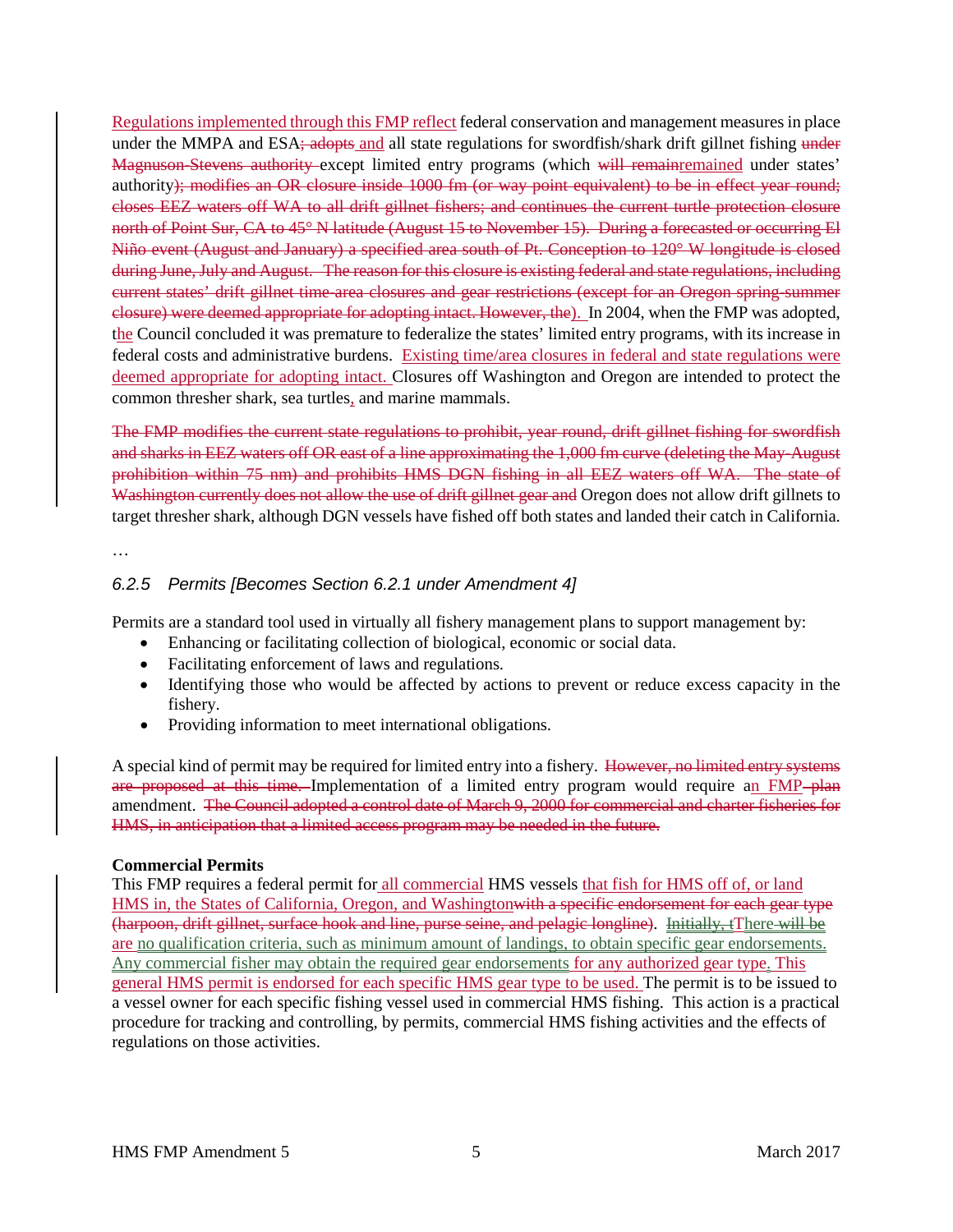Regulations implemented through this FMP reflect federal conservation and management measures in place under the MMPA and ESA~~; adopts~~ and all state regulations for swordfish/shark drift gillnet fishing ~~under Magnuson-Stevens authority~~ except limited entry programs (which ~~will remain~~remained under states' authority)~~; modifies an OR closure inside 1000 fm (or way point equivalent) to be in effect year round; closes EEZ waters off WA to all drift gillnet fishers; and continues the current turtle protection closure north of Point Sur, CA to 45° N latitude (August 15 to November 15). During a forecasted or occurring El Niño event (August and January) a specified area south of Pt. Conception to 120° W longitude is closed during June, July and August. The reason for this closure is existing federal and state regulations, including current states' drift gillnet time-area closures and gear restrictions (except for an Oregon spring-summer closure) were deemed appropriate for adopting intact. However, the~~). In 2004, when the FMP was adopted, the Council concluded it was premature to federalize the states' limited entry programs, with its increase in federal costs and administrative burdens. Existing time/area closures in federal and state regulations were deemed appropriate for adopting intact. Closures off Washington and Oregon are intended to protect the common thresher shark, sea turtles, and marine mammals.

~~The FMP modifies the current state regulations to prohibit, year round, drift gillnet fishing for swordfish and sharks in EEZ waters off OR east of a line approximating the 1,000 fm curve (deleting the May-August prohibition within 75 nm) and prohibits HMS DGN fishing in all EEZ waters off WA. The state of Washington currently does not allow the use of drift gillnet gear and~~ Oregon does not allow drift gillnets to target thresher shark, although DGN vessels have fished off both states and landed their catch in California.

…

### *6.2.5 Permits [Becomes Section 6.2.1 under Amendment 4]*

Permits are a standard tool used in virtually all fishery management plans to support management by:

- Enhancing or facilitating collection of biological, economic or social data.
- Facilitating enforcement of laws and regulations.
- Identifying those who would be affected by actions to prevent or reduce excess capacity in the fishery.
- Providing information to meet international obligations.

A special kind of permit may be required for limited entry into a fishery. ~~However, no limited entry systems are proposed at this time.~~ Implementation of a limited entry program would require an FMP ~~plan~~ amendment. ~~The Council adopted a control date of March 9, 2000 for commercial and charter fisheries for HMS, in anticipation that a limited access program may be needed in the future.~~

**Commercial Permits**

This FMP requires a federal permit for all commercial HMS vessels that fish for HMS off of, or land HMS in, the States of California, Oregon, and Washington~~with a specific endorsement for each gear type (harpoon, drift gillnet, surface hook and line, purse seine, and pelagic longline)~~. ~~Initially, t~~There ~~will be~~ are no qualification criteria, such as minimum amount of landings, to obtain specific gear endorsements. Any commercial fisher may obtain the required gear endorsements for any authorized gear type. This general HMS permit is endorsed for each specific HMS gear type to be used. The permit is to be issued to a vessel owner for each specific fishing vessel used in commercial HMS fishing. This action is a practical procedure for tracking and controlling, by permits, commercial HMS fishing activities and the effects of regulations on those activities.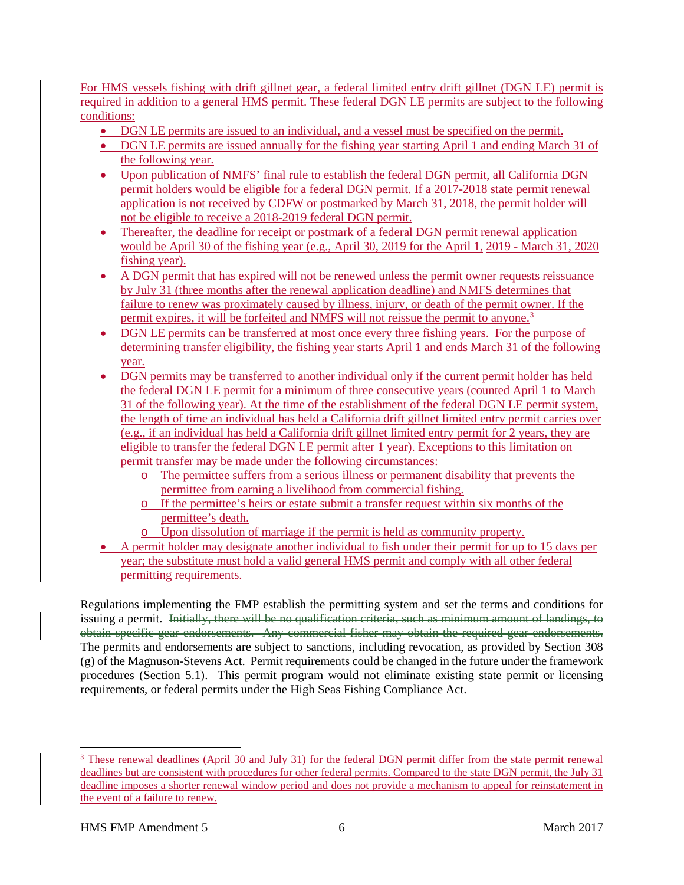For HMS vessels fishing with drift gillnet gear, a federal limited entry drift gillnet (DGN LE) permit is required in addition to a general HMS permit. These federal DGN LE permits are subject to the following conditions:

- DGN LE permits are issued to an individual, and a vessel must be specified on the permit.
- DGN LE permits are issued annually for the fishing year starting April 1 and ending March 31 of the following year.
- Upon publication of NMFS' final rule to establish the federal DGN permit, all California DGN permit holders would be eligible for a federal DGN permit. If a 2017-2018 state permit renewal application is not received by CDFW or postmarked by March 31, 2018, the permit holder will not be eligible to receive a 2018-2019 federal DGN permit.
- Thereafter, the deadline for receipt or postmark of a federal DGN permit renewal application would be April 30 of the fishing year (e.g., April 30, 2019 for the April 1, 2019 - March 31, 2020 fishing year).
- A DGN permit that has expired will not be renewed unless the permit owner requests reissuance by July 31 (three months after the renewal application deadline) and NMFS determines that failure to renew was proximately caused by illness, injury, or death of the permit owner. If the permit expires, it will be forfeited and NMFS will not reissue the permit to anyone.[3]
- DGN LE permits can be transferred at most once every three fishing years. For the purpose of determining transfer eligibility, the fishing year starts April 1 and ends March 31 of the following year.
- DGN permits may be transferred to another individual only if the current permit holder has held the federal DGN LE permit for a minimum of three consecutive years (counted April 1 to March 31 of the following year). At the time of the establishment of the federal DGN LE permit system, the length of time an individual has held a California drift gillnet limited entry permit carries over (e.g., if an individual has held a California drift gillnet limited entry permit for 2 years, they are eligible to transfer the federal DGN LE permit after 1 year). Exceptions to this limitation on permit transfer may be made under the following circumstances:
  - The permittee suffers from a serious illness or permanent disability that prevents the permittee from earning a livelihood from commercial fishing.
  - If the permittee's heirs or estate submit a transfer request within six months of the permittee's death.
  - Upon dissolution of marriage if the permit is held as community property.
- A permit holder may designate another individual to fish under their permit for up to 15 days per year; the substitute must hold a valid general HMS permit and comply with all other federal permitting requirements.

Regulations implementing the FMP establish the permitting system and set the terms and conditions for issuing a permit. ~~Initially, there will be no qualification criteria, such as minimum amount of landings, to obtain specific gear endorsements. Any commercial fisher may obtain the required gear endorsements.~~ The permits and endorsements are subject to sanctions, including revocation, as provided by Section 308 (g) of the Magnuson-Stevens Act. Permit requirements could be changed in the future under the framework procedures (Section 5.1). This permit program would not eliminate existing state permit or licensing requirements, or federal permits under the High Seas Fishing Compliance Act.

[3] These renewal deadlines (April 30 and July 31) for the federal DGN permit differ from the state permit renewal deadlines but are consistent with procedures for other federal permits. Compared to the state DGN permit, the July 31 deadline imposes a shorter renewal window period and does not provide a mechanism to appeal for reinstatement in the event of a failure to renew.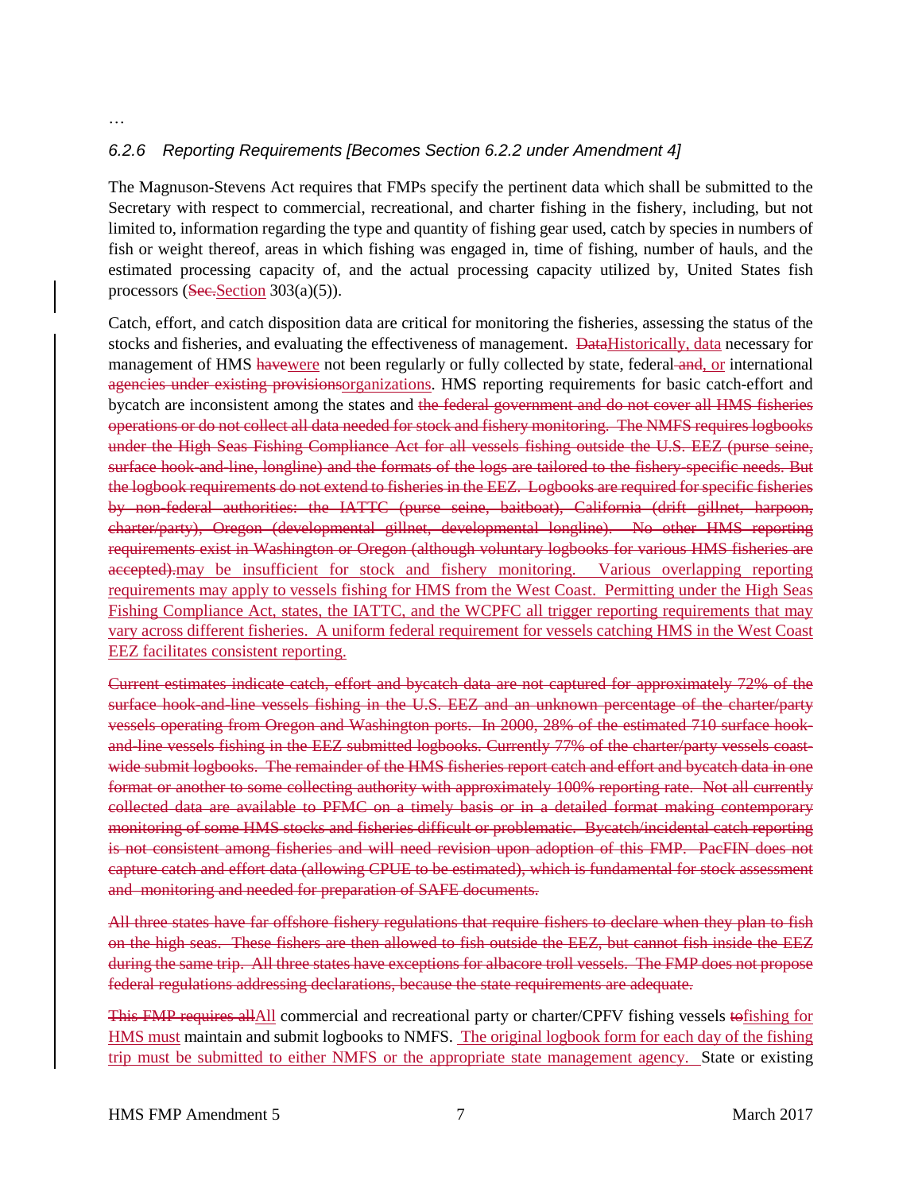…

### *6.2.6 Reporting Requirements [Becomes Section 6.2.2 under Amendment 4]*

The Magnuson-Stevens Act requires that FMPs specify the pertinent data which shall be submitted to the Secretary with respect to commercial, recreational, and charter fishing in the fishery, including, but not limited to, information regarding the type and quantity of fishing gear used, catch by species in numbers of fish or weight thereof, areas in which fishing was engaged in, time of fishing, number of hauls, and the estimated processing capacity of, and the actual processing capacity utilized by, United States fish processors (~~Sec.~~<u>Section</u> 303(a)(5)).

Catch, effort, and catch disposition data are critical for monitoring the fisheries, assessing the status of the stocks and fisheries, and evaluating the effectiveness of management. ~~Data~~<u>Historically, data</u> necessary for management of HMS ~~have~~<u>were</u> not been regularly or fully collected by state, federal ~~and~~<u>, or</u> international ~~agencies under existing provisions~~<u>organizations</u>. HMS reporting requirements for basic catch-effort and bycatch are inconsistent among the states and ~~the federal government and do not cover all HMS fisheries operations or do not collect all data needed for stock and fishery monitoring. The NMFS requires logbooks under the High Seas Fishing Compliance Act for all vessels fishing outside the U.S. EEZ (purse seine, surface hook-and-line, longline) and the formats of the logs are tailored to the fishery-specific needs. But the logbook requirements do not extend to fisheries in the EEZ. Logbooks are required for specific fisheries by non-federal authorities: the IATTC (purse seine, baitboat), California (drift gillnet, harpoon, charter/party), Oregon (developmental gillnet, developmental longline). No other HMS reporting requirements exist in Washington or Oregon (although voluntary logbooks for various HMS fisheries are accepted).~~<u>may be insufficient for stock and fishery monitoring. Various overlapping reporting requirements may apply to vessels fishing for HMS from the West Coast. Permitting under the High Seas Fishing Compliance Act, states, the IATTC, and the WCPFC all trigger reporting requirements that may vary across different fisheries. A uniform federal requirement for vessels catching HMS in the West Coast EEZ facilitates consistent reporting.</u>

~~Current estimates indicate catch, effort and bycatch data are not captured for approximately 72% of the surface hook-and-line vessels fishing in the U.S. EEZ and an unknown percentage of the charter/party vessels operating from Oregon and Washington ports. In 2000, 28% of the estimated 710 surface hook-and-line vessels fishing in the EEZ submitted logbooks. Currently 77% of the charter/party vessels coast-wide submit logbooks. The remainder of the HMS fisheries report catch and effort and bycatch data in one format or another to some collecting authority with approximately 100% reporting rate. Not all currently collected data are available to PFMC on a timely basis or in a detailed format making contemporary monitoring of some HMS stocks and fisheries difficult or problematic. Bycatch/incidental catch reporting is not consistent among fisheries and will need revision upon adoption of this FMP. PacFIN does not capture catch and effort data (allowing CPUE to be estimated), which is fundamental for stock assessment and monitoring and needed for preparation of SAFE documents.~~

~~All three states have far offshore fishery regulations that require fishers to declare when they plan to fish on the high seas. These fishers are then allowed to fish outside the EEZ, but cannot fish inside the EEZ during the same trip. All three states have exceptions for albacore troll vessels. The FMP does not propose federal regulations addressing declarations, because the state requirements are adequate.~~

~~This FMP requires all~~<u>All</u> commercial and recreational party or charter/CPFV fishing vessels ~~to~~<u>fishing for HMS must</u> maintain and submit logbooks to NMFS. <u>The original logbook form for each day of the fishing trip must be submitted to either NMFS or the appropriate state management agency.</u> State or existing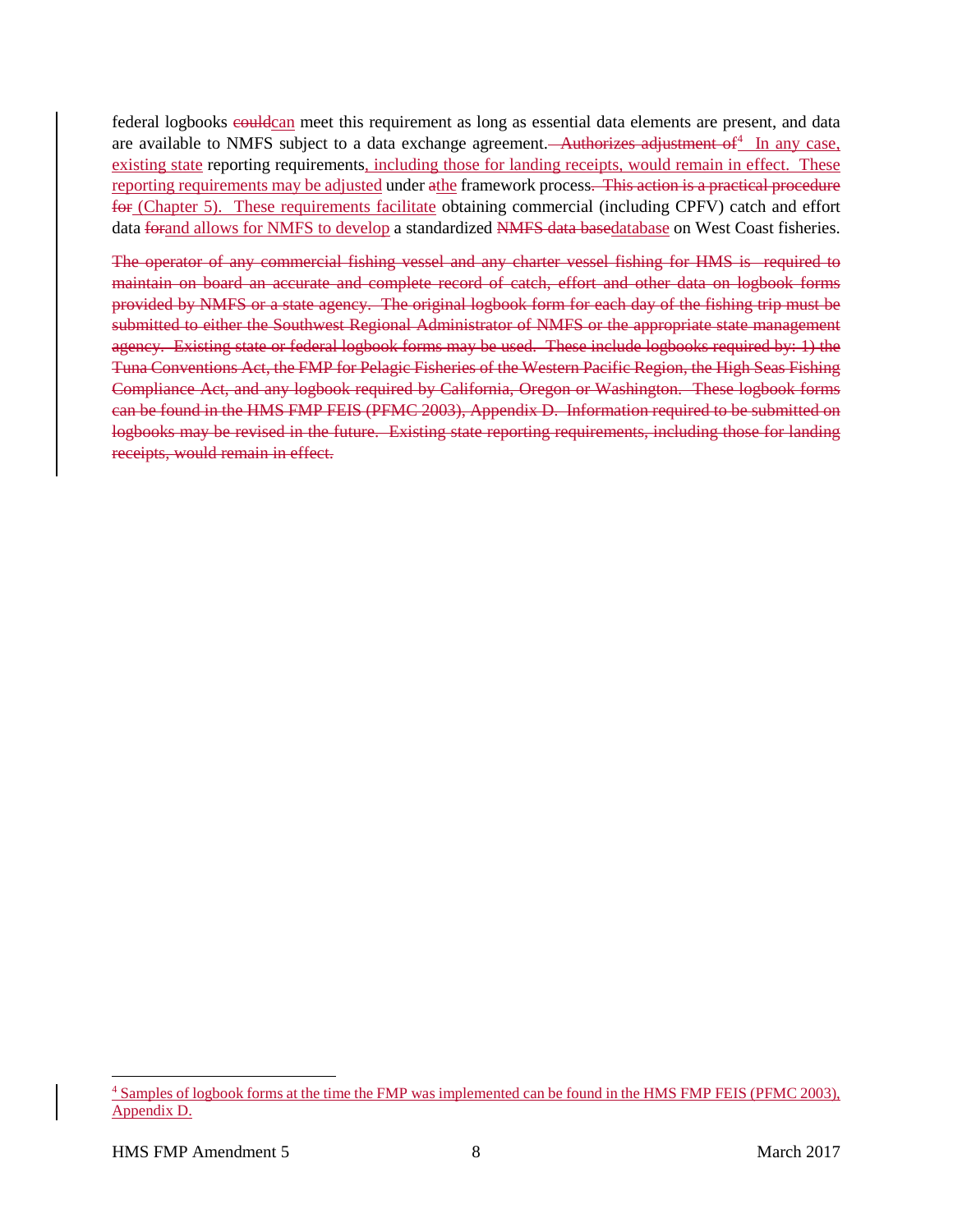federal logbooks ~~could~~can meet this requirement as long as essential data elements are present, and data are available to NMFS subject to a data exchange agreement.~~ Authorizes adjustment of~~[4] In any case, existing state reporting requirements, including those for landing receipts, would remain in effect. These reporting requirements may be adjusted under ~~a~~the framework process. ~~This action is a practical procedure for~~ (Chapter 5). These requirements facilitate obtaining commercial (including CPFV) catch and effort data ~~for~~and allows for NMFS to develop a standardized ~~NMFS data base~~database on West Coast fisheries.

~~The operator of any commercial fishing vessel and any charter vessel fishing for HMS is required to maintain on board an accurate and complete record of catch, effort and other data on logbook forms provided by NMFS or a state agency. The original logbook form for each day of the fishing trip must be submitted to either the Southwest Regional Administrator of NMFS or the appropriate state management agency. Existing state or federal logbook forms may be used. These include logbooks required by: 1) the Tuna Conventions Act, the FMP for Pelagic Fisheries of the Western Pacific Region, the High Seas Fishing Compliance Act, and any logbook required by California, Oregon or Washington. These logbook forms can be found in the HMS FMP FEIS (PFMC 2003), Appendix D. Information required to be submitted on logbooks may be revised in the future. Existing state reporting requirements, including those for landing receipts, would remain in effect.~~

[4] Samples of logbook forms at the time the FMP was implemented can be found in the HMS FMP FEIS (PFMC 2003), Appendix D.